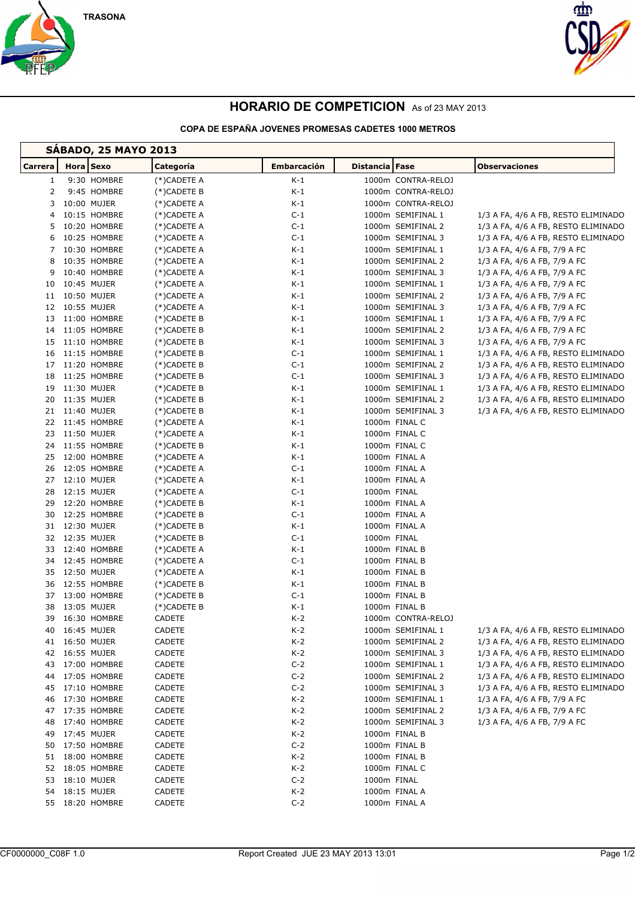TRASONA

# HORARIO DE COMPETICION As of 23 MAY 2013

**COPA DE ESPAÑA JOVENES PROMESAS CADETES 1000 METROS**

## SÁBADO, 25 MAYO 2013

| Carrera | Hora | Sexo | Categoría | Embarcación | Distancia | Fase | Observaciones |
|---|---|---|---|---|---|---|---|
| 1 | 9:30 | HOMBRE | (*)CADETE A | K-1 | 1000m | CONTRA-RELOJ | |
| 2 | 9:45 | HOMBRE | (*)CADETE B | K-1 | 1000m | CONTRA-RELOJ | |
| 3 | 10:00 | MUJER | (*)CADETE A | K-1 | 1000m | CONTRA-RELOJ | |
| 4 | 10:15 | HOMBRE | (*)CADETE A | C-1 | 1000m | SEMIFINAL 1 | 1/3 A FA, 4/6 A FB, RESTO ELIMINADO |
| 5 | 10:20 | HOMBRE | (*)CADETE A | C-1 | 1000m | SEMIFINAL 2 | 1/3 A FA, 4/6 A FB, RESTO ELIMINADO |
| 6 | 10:25 | HOMBRE | (*)CADETE A | C-1 | 1000m | SEMIFINAL 3 | 1/3 A FA, 4/6 A FB, RESTO ELIMINADO |
| 7 | 10:30 | HOMBRE | (*)CADETE A | K-1 | 1000m | SEMIFINAL 1 | 1/3 A FA, 4/6 A FB, 7/9 A FC |
| 8 | 10:35 | HOMBRE | (*)CADETE A | K-1 | 1000m | SEMIFINAL 2 | 1/3 A FA, 4/6 A FB, 7/9 A FC |
| 9 | 10:40 | HOMBRE | (*)CADETE A | K-1 | 1000m | SEMIFINAL 3 | 1/3 A FA, 4/6 A FB, 7/9 A FC |
| 10 | 10:45 | MUJER | (*)CADETE A | K-1 | 1000m | SEMIFINAL 1 | 1/3 A FA, 4/6 A FB, 7/9 A FC |
| 11 | 10:50 | MUJER | (*)CADETE A | K-1 | 1000m | SEMIFINAL 2 | 1/3 A FA, 4/6 A FB, 7/9 A FC |
| 12 | 10:55 | MUJER | (*)CADETE A | K-1 | 1000m | SEMIFINAL 3 | 1/3 A FA, 4/6 A FB, 7/9 A FC |
| 13 | 11:00 | HOMBRE | (*)CADETE B | K-1 | 1000m | SEMIFINAL 1 | 1/3 A FA, 4/6 A FB, 7/9 A FC |
| 14 | 11:05 | HOMBRE | (*)CADETE B | K-1 | 1000m | SEMIFINAL 2 | 1/3 A FA, 4/6 A FB, 7/9 A FC |
| 15 | 11:10 | HOMBRE | (*)CADETE B | K-1 | 1000m | SEMIFINAL 3 | 1/3 A FA, 4/6 A FB, 7/9 A FC |
| 16 | 11:15 | HOMBRE | (*)CADETE B | C-1 | 1000m | SEMIFINAL 1 | 1/3 A FA, 4/6 A FB, RESTO ELIMINADO |
| 17 | 11:20 | HOMBRE | (*)CADETE B | C-1 | 1000m | SEMIFINAL 2 | 1/3 A FA, 4/6 A FB, RESTO ELIMINADO |
| 18 | 11:25 | HOMBRE | (*)CADETE B | C-1 | 1000m | SEMIFINAL 3 | 1/3 A FA, 4/6 A FB, RESTO ELIMINADO |
| 19 | 11:30 | MUJER | (*)CADETE B | K-1 | 1000m | SEMIFINAL 1 | 1/3 A FA, 4/6 A FB, RESTO ELIMINADO |
| 20 | 11:35 | MUJER | (*)CADETE B | K-1 | 1000m | SEMIFINAL 2 | 1/3 A FA, 4/6 A FB, RESTO ELIMINADO |
| 21 | 11:40 | MUJER | (*)CADETE B | K-1 | 1000m | SEMIFINAL 3 | 1/3 A FA, 4/6 A FB, RESTO ELIMINADO |
| 22 | 11:45 | HOMBRE | (*)CADETE A | K-1 | 1000m | FINAL C | |
| 23 | 11:50 | MUJER | (*)CADETE A | K-1 | 1000m | FINAL C | |
| 24 | 11:55 | HOMBRE | (*)CADETE B | K-1 | 1000m | FINAL C | |
| 25 | 12:00 | HOMBRE | (*)CADETE A | K-1 | 1000m | FINAL A | |
| 26 | 12:05 | HOMBRE | (*)CADETE A | C-1 | 1000m | FINAL A | |
| 27 | 12:10 | MUJER | (*)CADETE A | K-1 | 1000m | FINAL A | |
| 28 | 12:15 | MUJER | (*)CADETE A | C-1 | 1000m | FINAL | |
| 29 | 12:20 | HOMBRE | (*)CADETE B | K-1 | 1000m | FINAL A | |
| 30 | 12:25 | HOMBRE | (*)CADETE B | C-1 | 1000m | FINAL A | |
| 31 | 12:30 | MUJER | (*)CADETE B | K-1 | 1000m | FINAL A | |
| 32 | 12:35 | MUJER | (*)CADETE B | C-1 | 1000m | FINAL | |
| 33 | 12:40 | HOMBRE | (*)CADETE A | K-1 | 1000m | FINAL B | |
| 34 | 12:45 | HOMBRE | (*)CADETE A | C-1 | 1000m | FINAL B | |
| 35 | 12:50 | MUJER | (*)CADETE A | K-1 | 1000m | FINAL B | |
| 36 | 12:55 | HOMBRE | (*)CADETE B | K-1 | 1000m | FINAL B | |
| 37 | 13:00 | HOMBRE | (*)CADETE B | C-1 | 1000m | FINAL B | |
| 38 | 13:05 | MUJER | (*)CADETE B | K-1 | 1000m | FINAL B | |
| 39 | 16:30 | HOMBRE | CADETE | K-2 | 1000m | CONTRA-RELOJ | |
| 40 | 16:45 | MUJER | CADETE | K-2 | 1000m | SEMIFINAL 1 | 1/3 A FA, 4/6 A FB, RESTO ELIMINADO |
| 41 | 16:50 | MUJER | CADETE | K-2 | 1000m | SEMIFINAL 2 | 1/3 A FA, 4/6 A FB, RESTO ELIMINADO |
| 42 | 16:55 | MUJER | CADETE | K-2 | 1000m | SEMIFINAL 3 | 1/3 A FA, 4/6 A FB, RESTO ELIMINADO |
| 43 | 17:00 | HOMBRE | CADETE | C-2 | 1000m | SEMIFINAL 1 | 1/3 A FA, 4/6 A FB, RESTO ELIMINADO |
| 44 | 17:05 | HOMBRE | CADETE | C-2 | 1000m | SEMIFINAL 2 | 1/3 A FA, 4/6 A FB, RESTO ELIMINADO |
| 45 | 17:10 | HOMBRE | CADETE | C-2 | 1000m | SEMIFINAL 3 | 1/3 A FA, 4/6 A FB, RESTO ELIMINADO |
| 46 | 17:30 | HOMBRE | CADETE | K-2 | 1000m | SEMIFINAL 1 | 1/3 A FA, 4/6 A FB, 7/9 A FC |
| 47 | 17:35 | HOMBRE | CADETE | K-2 | 1000m | SEMIFINAL 2 | 1/3 A FA, 4/6 A FB, 7/9 A FC |
| 48 | 17:40 | HOMBRE | CADETE | K-2 | 1000m | SEMIFINAL 3 | 1/3 A FA, 4/6 A FB, 7/9 A FC |
| 49 | 17:45 | MUJER | CADETE | K-2 | 1000m | FINAL B | |
| 50 | 17:50 | HOMBRE | CADETE | C-2 | 1000m | FINAL B | |
| 51 | 18:00 | HOMBRE | CADETE | K-2 | 1000m | FINAL B | |
| 52 | 18:05 | HOMBRE | CADETE | K-2 | 1000m | FINAL C | |
| 53 | 18:10 | MUJER | CADETE | C-2 | 1000m | FINAL | |
| 54 | 18:15 | MUJER | CADETE | K-2 | 1000m | FINAL A | |
| 55 | 18:20 | HOMBRE | CADETE | C-2 | 1000m | FINAL A | |

CF0000000_C08F 1.0 Report Created JUE 23 MAY 2013 13:01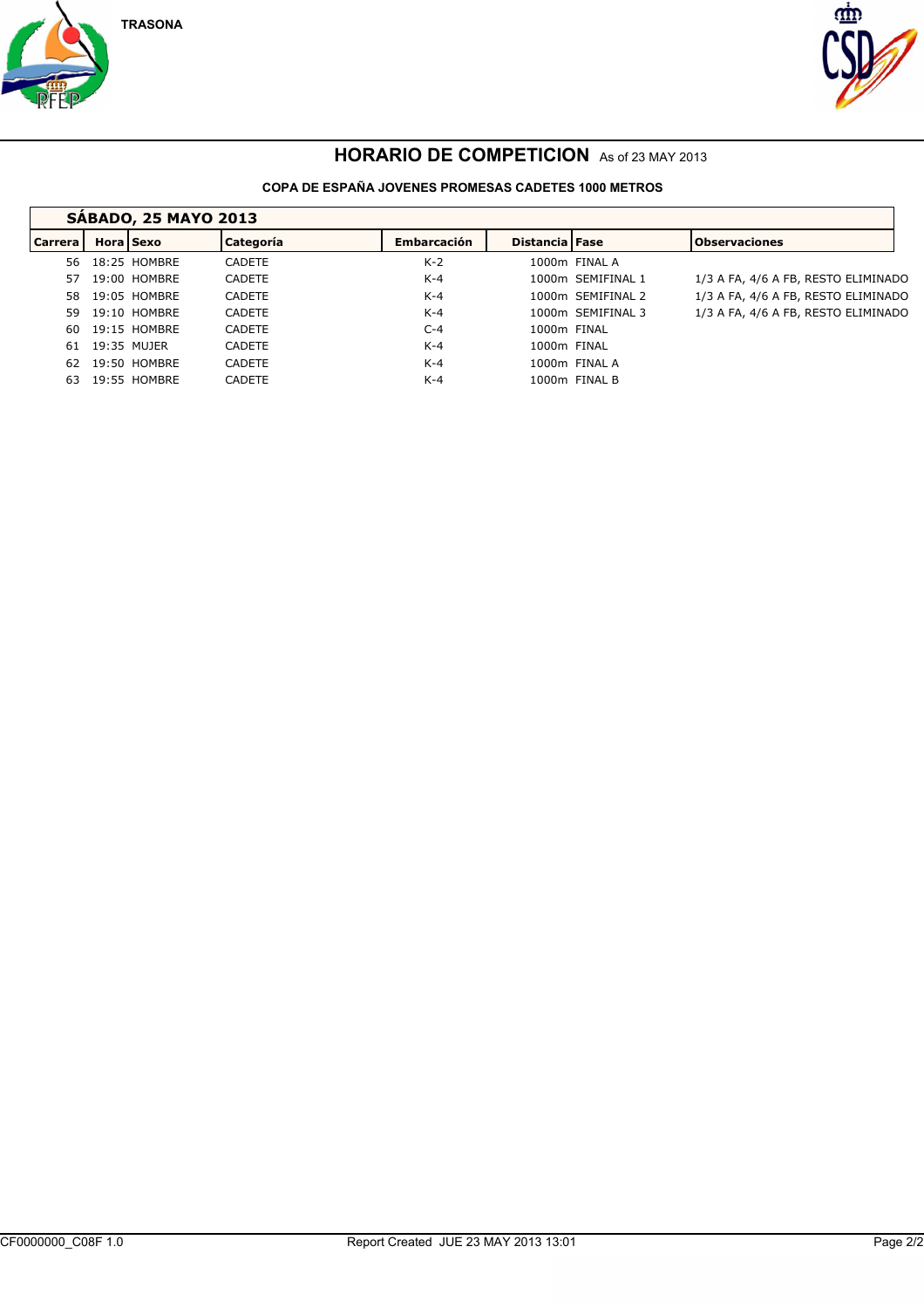TRASONA

## HORARIO DE COMPETICION As of 23 MAY 2013

**COPA DE ESPAÑA JOVENES PROMESAS CADETES 1000 METROS**

### SÁBADO, 25 MAYO 2013

| Carrera | Hora | Sexo | Categoría | Embarcación | Distancia | Fase | Observaciones |
|---|---|---|---|---|---|---|---|
| 56 | 18:25 | HOMBRE | CADETE | K-2 | 1000m | FINAL A | |
| 57 | 19:00 | HOMBRE | CADETE | K-4 | 1000m | SEMIFINAL 1 | 1/3 A FA, 4/6 A FB, RESTO ELIMINADO |
| 58 | 19:05 | HOMBRE | CADETE | K-4 | 1000m | SEMIFINAL 2 | 1/3 A FA, 4/6 A FB, RESTO ELIMINADO |
| 59 | 19:10 | HOMBRE | CADETE | K-4 | 1000m | SEMIFINAL 3 | 1/3 A FA, 4/6 A FB, RESTO ELIMINADO |
| 60 | 19:15 | HOMBRE | CADETE | C-4 | 1000m | FINAL | |
| 61 | 19:35 | MUJER | CADETE | K-4 | 1000m | FINAL | |
| 62 | 19:50 | HOMBRE | CADETE | K-4 | 1000m | FINAL A | |
| 63 | 19:55 | HOMBRE | CADETE | K-4 | 1000m | FINAL B | |

CF0000000_C08F 1.0 Report Created JUE 23 MAY 2013 13:01